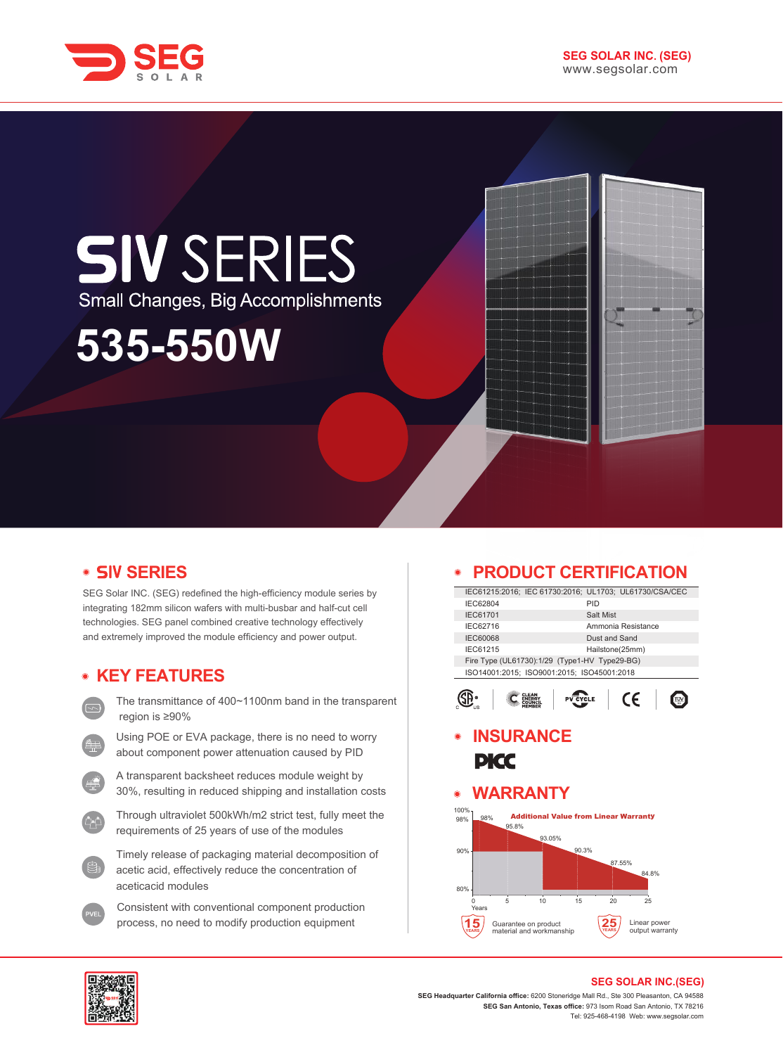SEG SOLAR

**SEG SOLAR INC. (SEG)**
www.segsolar.com

# SIV SERIES

Small Changes, Big Accomplishments

# 535-550W

## SIV SERIES

SEG Solar INC. (SEG) redefined the high-efficiency module series by integrating 182mm silicon wafers with multi-busbar and half-cut cell technologies. SEG panel combined creative technology effectively and extremely improved the module efficiency and power output.

## KEY FEATURES

- The transmittance of 400~1100nm band in the transparent region is ≥90%
- Using POE or EVA package, there is no need to worry about component power attenuation caused by PID
- A transparent backsheet reduces module weight by 30%, resulting in reduced shipping and installation costs
- Through ultraviolet 500kWh/m2 strict test, fully meet the requirements of 25 years of use of the modules
- Timely release of packaging material decomposition of acetic acid, effectively reduce the concentration of aceticacid modules
- Consistent with conventional component production process, no need to modify production equipment

## PRODUCT CERTIFICATION

| IEC61215:2016; IEC 61730:2016; UL1703; UL61730/CSA/CEC | |
|---|---|
| IEC62804 | PID |
| IEC61701 | Salt Mist |
| IEC62716 | Ammonia Resistance |
| IEC60068 | Dust and Sand |
| IEC61215 | Hailstone(25mm) |
| Fire Type (UL61730):1/29 (Type1-HV Type29-BG) | |
| ISO14001:2015; ISO9001:2015; ISO45001:2018 | |

## INSURANCE

PICC

## WARRANTY

Additional Value from Linear Warranty

98%, 95.8%, 93.05%, 90.3%, 87.55%, 84.8%

Years: 0, 5, 10, 15, 20, 25

15 YEARS — Guarantee on product material and workmanship

25 YEARS — Linear power output warranty

**SEG SOLAR INC.(SEG)**

**SEG Headquarter California office:** 6200 Stoneridge Mall Rd., Ste 300 Pleasanton, CA 94588
**SEG San Antonio, Texas office:** 973 Isom Road San Antonio, TX 78216
Tel: 925-468-4198 Web: www.segsolar.com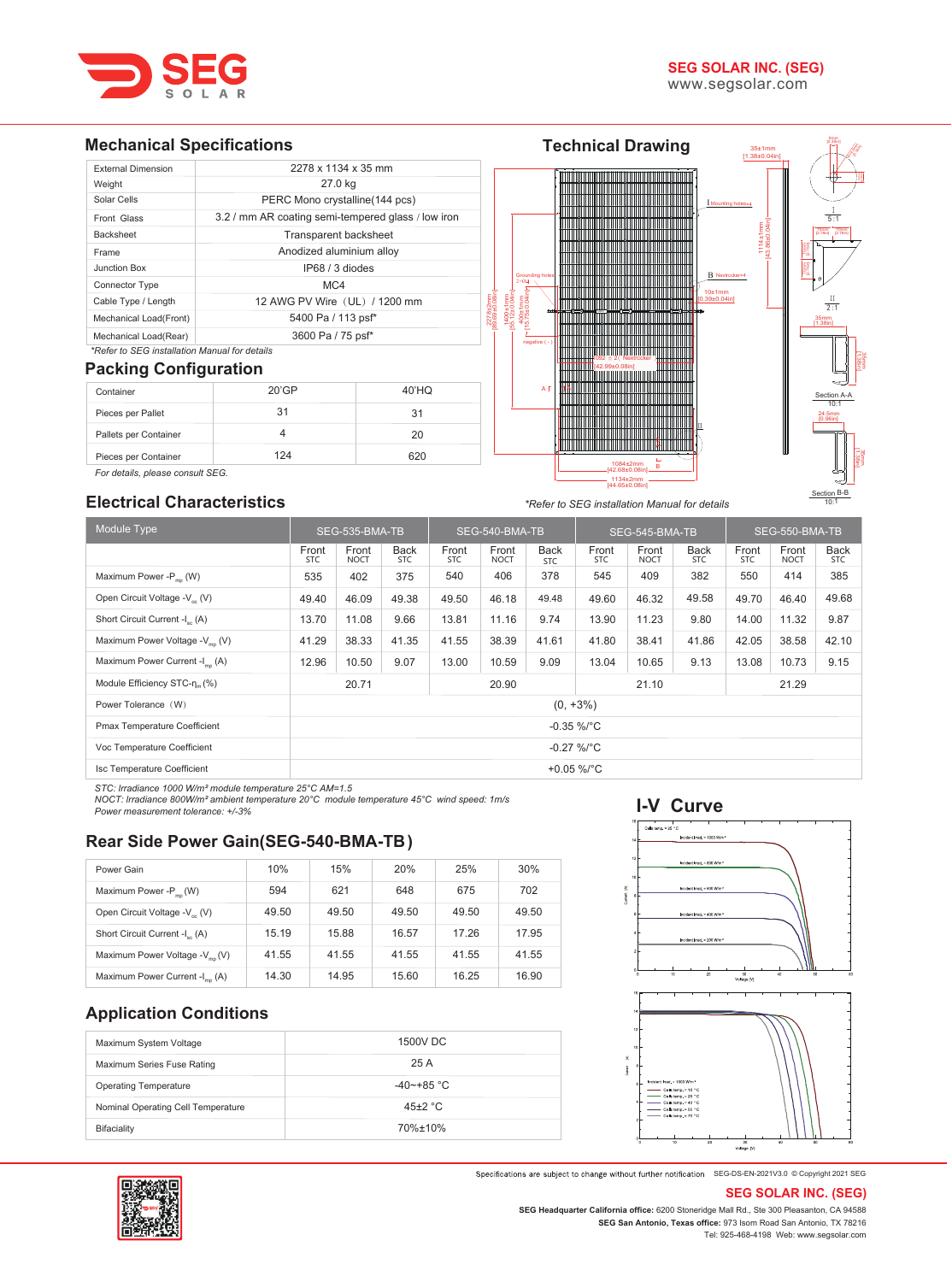SEG SOLAR INC. (SEG)
www.segsolar.com

## Mechanical Specifications

| | |
|---|---|
| External Dimension | 2278 x 1134 x 35 mm |
| Weight | 27.0 kg |
| Solar Cells | PERC Mono crystalline(144 pcs) |
| Front Glass | 3.2 / mm AR coating semi-tempered glass / low iron |
| Backsheet | Transparent backsheet |
| Frame | Anodized aluminium alloy |
| Junction Box | IP68 / 3 diodes |
| Connector Type | MC4 |
| Cable Type / Length | 12 AWG PV Wire（UL）/ 1200 mm |
| Mechanical Load(Front) | 5400 Pa / 113 psf* |
| Mechanical Load(Rear) | 3600 Pa / 75 psf* |

*Refer to SEG installation Manual for details

## Technical Drawing

35±1mm [1.38±0.04in]
Mounting holes×4
1114±1mm [43.86±0.04in]
Grounding holes 2×Φ4
Nestrocker×4
10±1mm [0.39±0.04in]
2278±2mm [89.69±0.08in]
1400±1mm [55.12±0.04in]
400±1mm [15.75±0.04in]
negative (-)
1092±2mm [42.99±0.08in]
1084±2mm [42.68±0.08in]
1134±2mm [44.65±0.08in]
5:1
2:1
35mm [1.38in]
Section A-A 10:1
24.5mm [0.96in]
35mm [1.38in]
Section B-B 10:1

*Refer to SEG installation Manual for details

## Packing Configuration

| Container | 20'GP | 40'HQ |
|---|---|---|
| Pieces per Pallet | 31 | 31 |
| Pallets per Container | 4 | 20 |
| Pieces per Container | 124 | 620 |

For details, please consult SEG.

## Electrical Characteristics

| Module Type | SEG-535-BMA-TB | | | SEG-540-BMA-TB | | | SEG-545-BMA-TB | | | SEG-550-BMA-TB | | |
|---|---|---|---|---|---|---|---|---|---|---|---|---|
| | Front STC | Front NOCT | Back STC | Front STC | Front NOCT | Back STC | Front STC | Front NOCT | Back STC | Front STC | Front NOCT | Back STC |
| Maximum Power -$P_{mp}$ (W) | 535 | 402 | 375 | 540 | 406 | 378 | 545 | 409 | 382 | 550 | 414 | 385 |
| Open Circuit Voltage -$V_{oc}$ (V) | 49.40 | 46.09 | 49.38 | 49.50 | 46.18 | 49.48 | 49.60 | 46.32 | 49.58 | 49.70 | 46.40 | 49.68 |
| Short Circuit Current -$I_{sc}$ (A) | 13.70 | 11.08 | 9.66 | 13.81 | 11.16 | 9.74 | 13.90 | 11.23 | 9.80 | 14.00 | 11.32 | 9.87 |
| Maximum Power Voltage -$V_{mp}$ (V) | 41.29 | 38.33 | 41.35 | 41.55 | 38.39 | 41.61 | 41.80 | 38.41 | 41.86 | 42.05 | 38.58 | 42.10 |
| Maximum Power Current -$I_{mp}$ (A) | 12.96 | 10.50 | 9.07 | 13.00 | 10.59 | 9.09 | 13.04 | 10.65 | 9.13 | 13.08 | 10.73 | 9.15 |
| Module Efficiency STC-$\eta_m$ (%) | 20.71 | | | 20.90 | | | 21.10 | | | 21.29 | | |
| Power Tolerance（W） | (0, +3%) | | | | | | | | | | | |
| Pmax Temperature Coefficient | -0.35 %/°C | | | | | | | | | | | |
| Voc Temperature Coefficient | -0.27 %/°C | | | | | | | | | | | |
| Isc Temperature Coefficient | +0.05 %/°C | | | | | | | | | | | |

STC: Irradiance 1000 W/m² module temperature 25°C AM=1.5
NOCT: Irradiance 800W/m² ambient temperature 20°C module temperature 45°C wind speed: 1m/s
Power measurement tolerance: +/-3%

## Rear Side Power Gain(SEG-540-BMA-TB)

| Power Gain | 10% | 15% | 20% | 25% | 30% |
|---|---|---|---|---|---|
| Maximum Power -$P_{mp}$ (W) | 594 | 621 | 648 | 675 | 702 |
| Open Circuit Voltage -$V_{oc}$ (V) | 49.50 | 49.50 | 49.50 | 49.50 | 49.50 |
| Short Circuit Current -$I_{sc}$ (A) | 15.19 | 15.88 | 16.57 | 17.26 | 17.95 |
| Maximum Power Voltage -$V_{mp}$ (V) | 41.55 | 41.55 | 41.55 | 41.55 | 41.55 |
| Maximum Power Current -$I_{mp}$ (A) | 14.30 | 14.95 | 15.60 | 16.25 | 16.90 |

## I-V Curve

Cells temp. = 25 °C
Incident Irrad. = 1000 W/m²
Incident Irrad. = 800 W/m²
Incident Irrad. = 600 W/m²
Incident Irrad. = 400 W/m²
Incident Irrad. = 200 W/m²
Current (A)
Voltage (V)
0 10 20 30 40 50 60

Incident Irrad. = 1000 W/m²
Cells temp. = 10 °C
Cells temp. = 25 °C
Cells temp. = 40 °C
Cells temp. = 55 °C
Cells temp. = 70 °C
Current (A)
Voltage (V)
0 10 20 30 40 50 60

## Application Conditions

| | |
|---|---|
| Maximum System Voltage | 1500V DC |
| Maximum Series Fuse Rating | 25 A |
| Operating Temperature | -40~+85 °C |
| Nominal Operating Cell Temperature | 45±2 °C |
| Bifaciality | 70%±10% |

Specifications are subject to change without further notification SEG-DS-EN-2021V3.0 © Copyright 2021 SEG

**SEG SOLAR INC. (SEG)**

**SEG Headquarter California office:** 6200 Stoneridge Mall Rd., Ste 300 Pleasanton, CA 94588
**SEG San Antonio, Texas office:** 973 Isom Road San Antonio, TX 78216
Tel: 925-468-4198 Web: www.segsolar.com